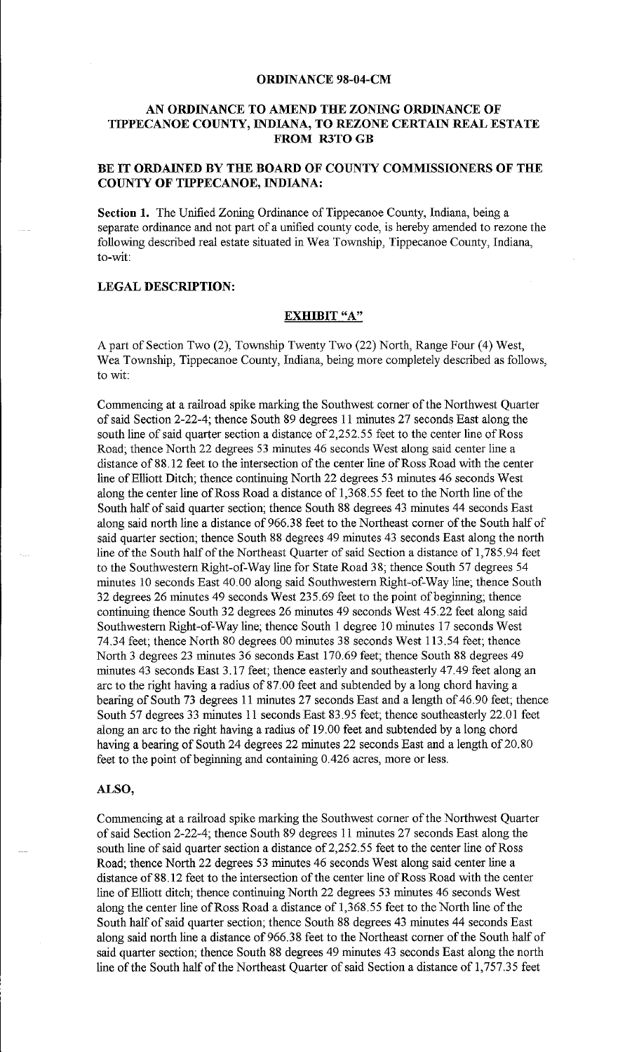# ORDINANCE 98-04-CM

## AN ORDINANCE TO AMEND THE ZONING ORDINANCE OF TIPPECANOE COUNTY, INDIANA, TO REZONE CERTAIN REAL ESTATE FROM R3TO GB

## BE IT ORDAINED BY THE BOARD OF COUNTY COMMISSIONERS OF THE COUNTY OF TIPPECANOE, INDIANA:

**Section 1.** The Unified Zoning Ordinance of Tippecanoe County, Indiana, being a separate ordinance and not part of a unified county code, is hereby amended to rezone the following described real estate situated in Wea Township, Tippecanoe County, Indiana, to-wit:

**LEGAL DESCRIPTION:**

**EXHIBIT "A"**

A part of Section Two (2), Township Twenty Two (22) North, Range Four (4) West, Wea Township, Tippecanoe County, Indiana, being more completely described as follows, to wit:

Commencing at a railroad spike marking the Southwest corner of the Northwest Quarter of said Section 2-22-4; thence South 89 degrees 11 minutes 27 seconds East along the south line of said quarter section a distance of 2,252.55 feet to the center line of Ross Road; thence North 22 degrees 53 minutes 46 seconds West along said center line a distance of 88.12 feet to the intersection of the center line of Ross Road with the center line of Elliott Ditch; thence continuing North 22 degrees 53 minutes 46 seconds West along the center line of Ross Road a distance of 1,368.55 feet to the North line of the South half of said quarter section; thence South 88 degrees 43 minutes 44 seconds East along said north line a distance of 966.38 feet to the Northeast corner of the South half of said quarter section; thence South 88 degrees 49 minutes 43 seconds East along the north line of the South half of the Northeast Quarter of said Section a distance of 1,785.94 feet to the Southwestern Right-of-Way line for State Road 38; thence South 57 degrees 54 minutes 10 seconds East 40.00 along said Southwestern Right-of-Way line; thence South 32 degrees 26 minutes 49 seconds West 235.69 feet to the point of beginning; thence continuing thence South 32 degrees 26 minutes 49 seconds West 45.22 feet along said Southwestern Right-of-Way line; thence South 1 degree 10 minutes 17 seconds West 74.34 feet; thence North 80 degrees 00 minutes 38 seconds West 113.54 feet; thence North 3 degrees 23 minutes 36 seconds East 170.69 feet; thence South 88 degrees 49 minutes 43 seconds East 3.17 feet; thence easterly and southeasterly 47.49 feet along an arc to the right having a radius of 87.00 feet and subtended by a long chord having a bearing of South 73 degrees 11 minutes 27 seconds East and a length of 46.90 feet; thence South 57 degrees 33 minutes 11 seconds East 83.95 feet; thence southeasterly 22.01 feet along an arc to the right having a radius of 19.00 feet and subtended by a long chord having a bearing of South 24 degrees 22 minutes 22 seconds East and a length of 20.80 feet to the point of beginning and containing 0.426 acres, more or less.

**ALSO,**

Commencing at a railroad spike marking the Southwest corner of the Northwest Quarter of said Section 2-22-4; thence South 89 degrees 11 minutes 27 seconds East along the south line of said quarter section a distance of 2,252.55 feet to the center line of Ross Road; thence North 22 degrees 53 minutes 46 seconds West along said center line a distance of 88.12 feet to the intersection of the center line of Ross Road with the center line of Elliott ditch; thence continuing North 22 degrees 53 minutes 46 seconds West along the center line of Ross Road a distance of 1,368.55 feet to the North line of the South half of said quarter section; thence South 88 degrees 43 minutes 44 seconds East along said north line a distance of 966.38 feet to the Northeast corner of the South half of said quarter section; thence South 88 degrees 49 minutes 43 seconds East along the north line of the South half of the Northeast Quarter of said Section a distance of 1,757.35 feet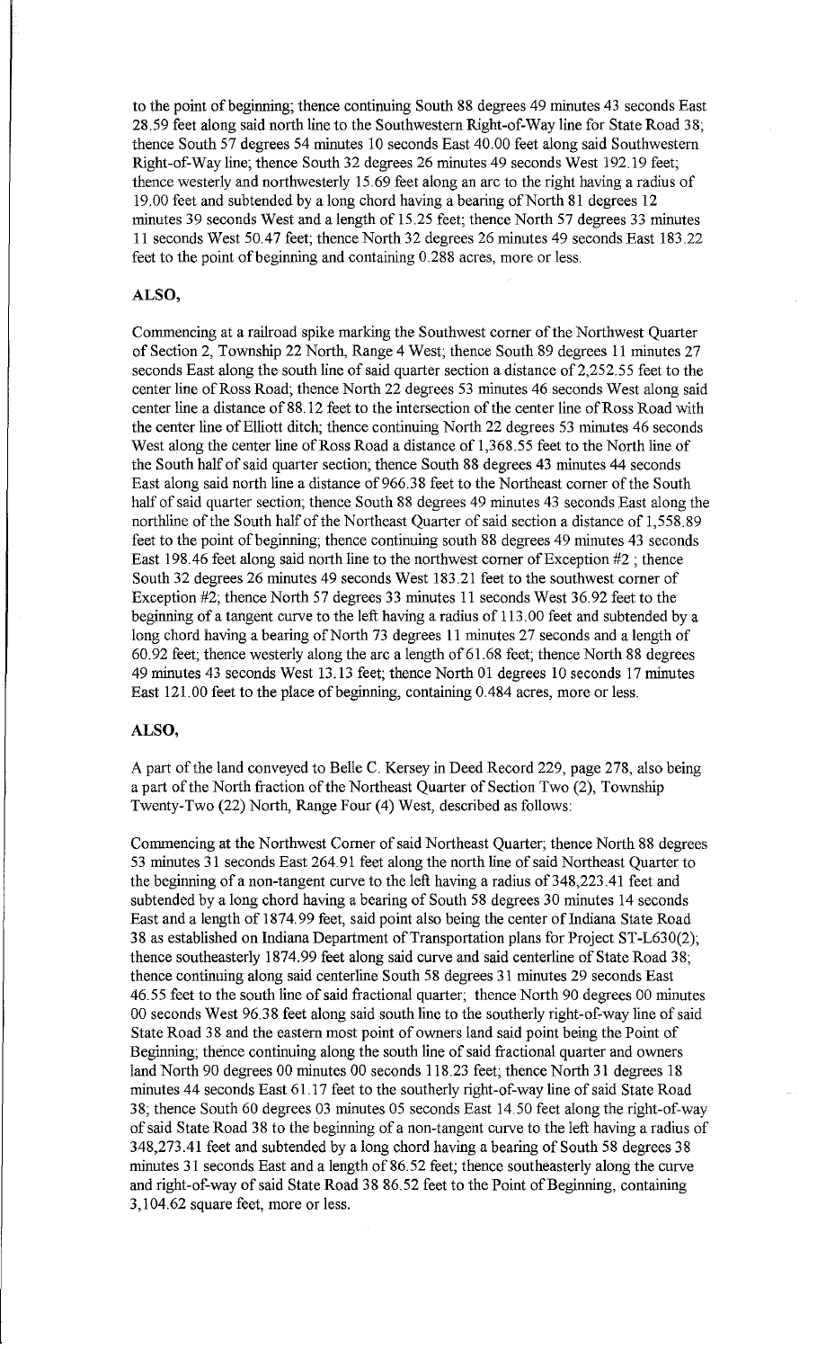to the point of beginning; thence continuing South 88 degrees 49 minutes 43 seconds East 28.59 feet along said north line to the Southwestern Right-of-Way line for State Road 38; thence South 57 degrees 54 minutes 10 seconds East 40.00 feet along said Southwestern Right-of-Way line; thence South 32 degrees 26 minutes 49 seconds West 192.19 feet; thence westerly and northwesterly 15.69 feet along an arc to the right having a radius of 19.00 feet and subtended by a long chord having a bearing of North 81 degrees 12 minutes 39 seconds West and a length of 15.25 feet; thence North 57 degrees 33 minutes 11 seconds West 50.47 feet; thence North 32 degrees 26 minutes 49 seconds East 183.22 feet to the point of beginning and containing 0.288 acres, more or less.

**ALSO,**

Commencing at a railroad spike marking the Southwest corner of the Northwest Quarter of Section 2, Township 22 North, Range 4 West; thence South 89 degrees 11 minutes 27 seconds East along the south line of said quarter section a distance of 2,252.55 feet to the center line of Ross Road; thence North 22 degrees 53 minutes 46 seconds West along said center line a distance of 88.12 feet to the intersection of the center line of Ross Road with the center line of Elliott ditch; thence continuing North 22 degrees 53 minutes 46 seconds West along the center line of Ross Road a distance of 1,368.55 feet to the North line of the South half of said quarter section; thence South 88 degrees 43 minutes 44 seconds East along said north line a distance of 966.38 feet to the Northeast corner of the South half of said quarter section; thence South 88 degrees 49 minutes 43 seconds East along the northline of the South half of the Northeast Quarter of said section a distance of 1,558.89 feet to the point of beginning; thence continuing south 88 degrees 49 minutes 43 seconds East 198.46 feet along said north line to the northwest corner of Exception #2 ; thence South 32 degrees 26 minutes 49 seconds West 183.21 feet to the southwest corner of Exception #2; thence North 57 degrees 33 minutes 11 seconds West 36.92 feet to the beginning of a tangent curve to the left having a radius of 113.00 feet and subtended by a long chord having a bearing of North 73 degrees 11 minutes 27 seconds and a length of 60.92 feet; thence westerly along the arc a length of 61.68 feet; thence North 88 degrees 49 minutes 43 seconds West 13.13 feet; thence North 01 degrees 10 seconds 17 minutes East 121.00 feet to the place of beginning, containing 0.484 acres, more or less.

**ALSO,**

A part of the land conveyed to Belle C. Kersey in Deed Record 229, page 278, also being a part of the North fraction of the Northeast Quarter of Section Two (2), Township Twenty-Two (22) North, Range Four (4) West, described as follows:

Commencing at the Northwest Corner of said Northeast Quarter; thence North 88 degrees 53 minutes 31 seconds East 264.91 feet along the north line of said Northeast Quarter to the beginning of a non-tangent curve to the left having a radius of 348,223.41 feet and subtended by a long chord having a bearing of South 58 degrees 30 minutes 14 seconds East and a length of 1874.99 feet, said point also being the center of Indiana State Road 38 as established on Indiana Department of Transportation plans for Project ST-L630(2); thence southeasterly 1874.99 feet along said curve and said centerline of State Road 38; thence continuing along said centerline South 58 degrees 31 minutes 29 seconds East 46.55 feet to the south line of said fractional quarter; thence North 90 degrees 00 minutes 00 seconds West 96.38 feet along said south line to the southerly right-of-way line of said State Road 38 and the eastern most point of owners land said point being the Point of Beginning; thence continuing along the south line of said fractional quarter and owners land North 90 degrees 00 minutes 00 seconds 118.23 feet; thence North 31 degrees 18 minutes 44 seconds East 61.17 feet to the southerly right-of-way line of said State Road 38; thence South 60 degrees 03 minutes 05 seconds East 14.50 feet along the right-of-way of said State Road 38 to the beginning of a non-tangent curve to the left having a radius of 348,273.41 feet and subtended by a long chord having a bearing of South 58 degrees 38 minutes 31 seconds East and a length of 86.52 feet; thence southeasterly along the curve and right-of-way of said State Road 38 86.52 feet to the Point of Beginning, containing 3,104.62 square feet, more or less.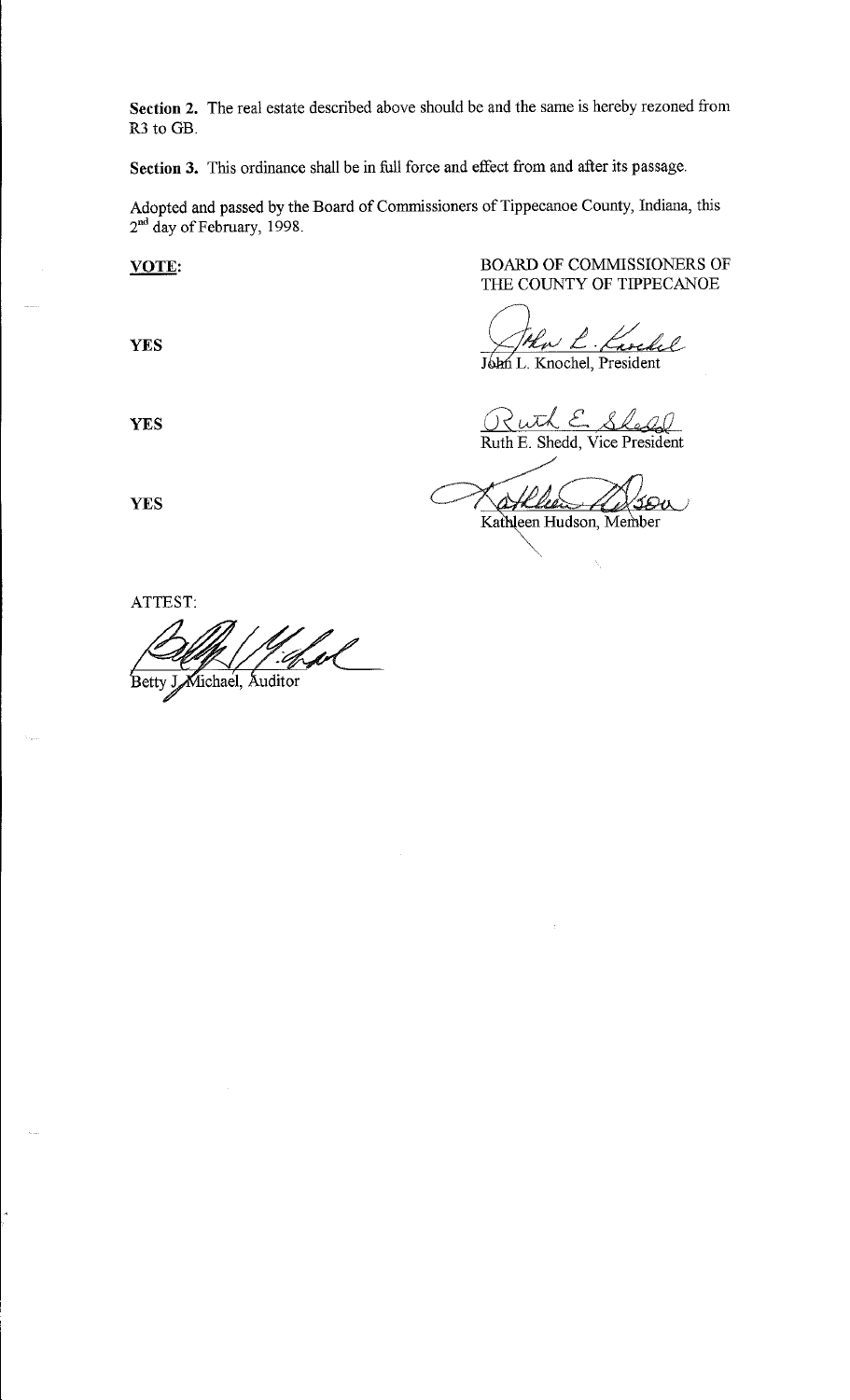**Section 2.** The real estate described above should be and the same is hereby rezoned from R3 to GB.

**Section 3.** This ordinance shall be in full force and effect from and after its passage.

Adopted and passed by the Board of Commissioners of Tippecanoe County, Indiana, this 2nd day of February, 1998.

| **VOTE:** | BOARD OF COMMISSIONERS OF THE COUNTY OF TIPPECANOE |
| --- | --- |
| YES | John L. Knochel, President |
| YES | Ruth E. Shedd, Vice President |
| YES | Kathleen Hudson, Member |

ATTEST:

Betty J. Michael, Auditor